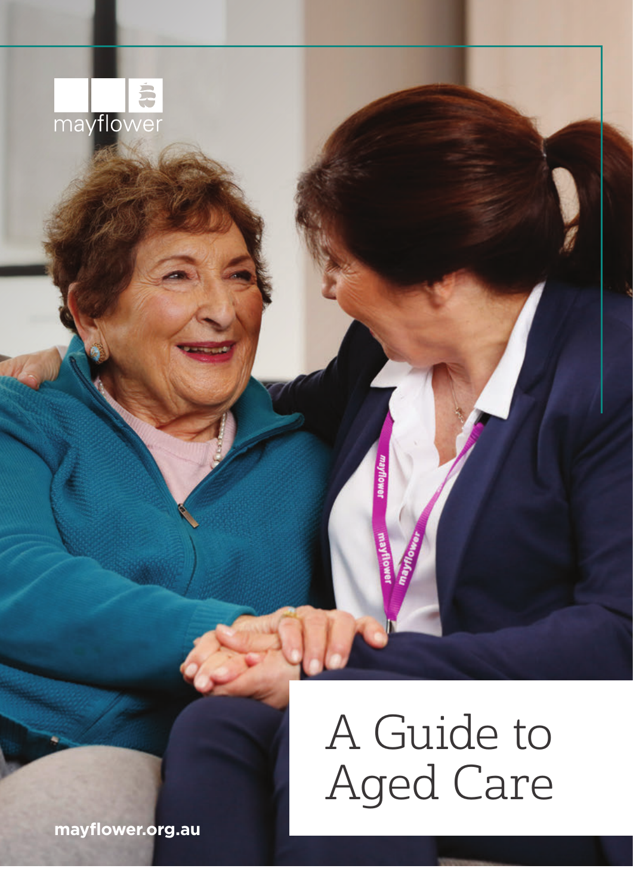mayflower

# A Guide to Aged Care

mayflower.org.au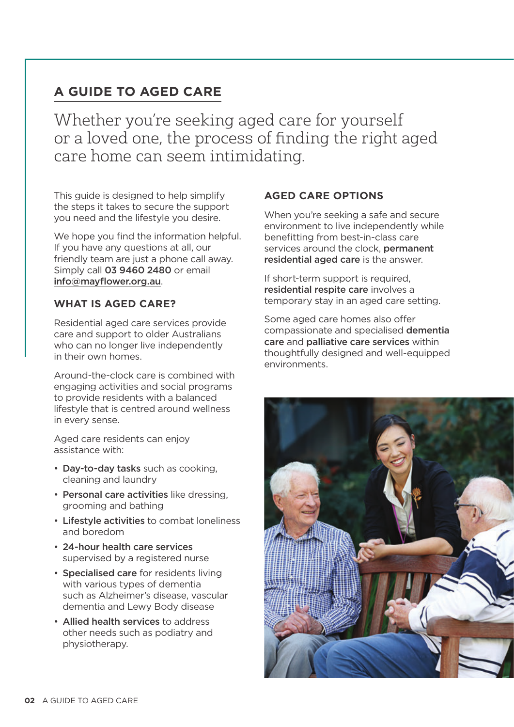# A GUIDE TO AGED CARE

Whether you're seeking aged care for yourself or a loved one, the process of finding the right aged care home can seem intimidating.

This guide is designed to help simplify the steps it takes to secure the support you need and the lifestyle you desire.

We hope you find the information helpful. If you have any questions at all, our friendly team are just a phone call away. Simply call **03 9460 2480** or email **info@mayflower.org.au**.

## WHAT IS AGED CARE?

Residential aged care services provide care and support to older Australians who can no longer live independently in their own homes.

Around-the-clock care is combined with engaging activities and social programs to provide residents with a balanced lifestyle that is centred around wellness in every sense.

Aged care residents can enjoy assistance with:

- **Day-to-day tasks** such as cooking, cleaning and laundry
- **Personal care activities** like dressing, grooming and bathing
- **Lifestyle activities** to combat loneliness and boredom
- **24-hour health care services** supervised by a registered nurse
- **Specialised care** for residents living with various types of dementia such as Alzheimer's disease, vascular dementia and Lewy Body disease
- **Allied health services** to address other needs such as podiatry and physiotherapy.

## AGED CARE OPTIONS

When you're seeking a safe and secure environment to live independently while benefitting from best-in-class care services around the clock, **permanent residential aged care** is the answer.

If short-term support is required, **residential respite care** involves a temporary stay in an aged care setting.

Some aged care homes also offer compassionate and specialised **dementia care** and **palliative care services** within thoughtfully designed and well-equipped environments.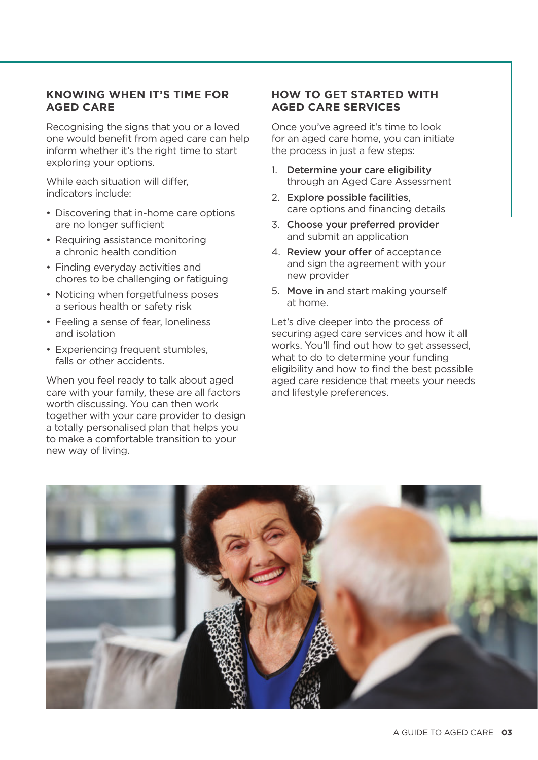## KNOWING WHEN IT'S TIME FOR AGED CARE

Recognising the signs that you or a loved one would benefit from aged care can help inform whether it's the right time to start exploring your options.

While each situation will differ, indicators include:

- Discovering that in-home care options are no longer sufficient
- Requiring assistance monitoring a chronic health condition
- Finding everyday activities and chores to be challenging or fatiguing
- Noticing when forgetfulness poses a serious health or safety risk
- Feeling a sense of fear, loneliness and isolation
- Experiencing frequent stumbles, falls or other accidents.

When you feel ready to talk about aged care with your family, these are all factors worth discussing. You can then work together with your care provider to design a totally personalised plan that helps you to make a comfortable transition to your new way of living.

## HOW TO GET STARTED WITH AGED CARE SERVICES

Once you've agreed it's time to look for an aged care home, you can initiate the process in just a few steps:

1. **Determine your care eligibility** through an Aged Care Assessment
2. **Explore possible facilities**, care options and financing details
3. **Choose your preferred provider** and submit an application
4. **Review your offer** of acceptance and sign the agreement with your new provider
5. **Move in** and start making yourself at home.

Let's dive deeper into the process of securing aged care services and how it all works. You'll find out how to get assessed, what to do to determine your funding eligibility and how to find the best possible aged care residence that meets your needs and lifestyle preferences.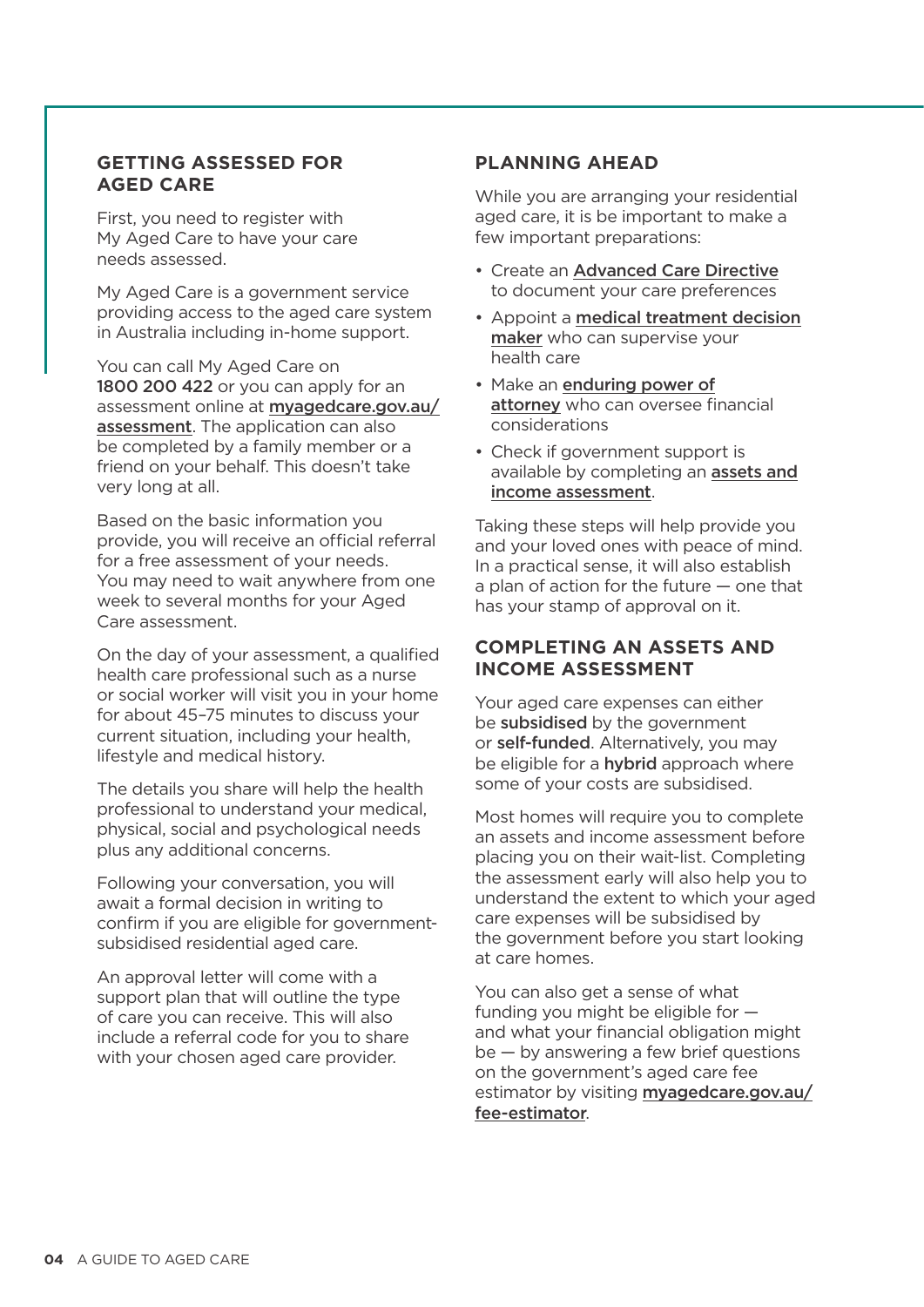## GETTING ASSESSED FOR AGED CARE

First, you need to register with My Aged Care to have your care needs assessed.

My Aged Care is a government service providing access to the aged care system in Australia including in-home support.

You can call My Aged Care on **1800 200 422** or you can apply for an assessment online at **myagedcare.gov.au/assessment**. The application can also be completed by a family member or a friend on your behalf. This doesn't take very long at all.

Based on the basic information you provide, you will receive an official referral for a free assessment of your needs. You may need to wait anywhere from one week to several months for your Aged Care assessment.

On the day of your assessment, a qualified health care professional such as a nurse or social worker will visit you in your home for about 45–75 minutes to discuss your current situation, including your health, lifestyle and medical history.

The details you share will help the health professional to understand your medical, physical, social and psychological needs plus any additional concerns.

Following your conversation, you will await a formal decision in writing to confirm if you are eligible for government-subsidised residential aged care.

An approval letter will come with a support plan that will outline the type of care you can receive. This will also include a referral code for you to share with your chosen aged care provider.

## PLANNING AHEAD

While you are arranging your residential aged care, it is be important to make a few important preparations:

- Create an Advanced Care Directive to document your care preferences
- Appoint a **medical treatment decision maker** who can supervise your health care
- Make an **enduring power of attorney** who can oversee financial considerations
- Check if government support is available by completing an **assets and income assessment**.

Taking these steps will help provide you and your loved ones with peace of mind. In a practical sense, it will also establish a plan of action for the future — one that has your stamp of approval on it.

## COMPLETING AN ASSETS AND INCOME ASSESSMENT

Your aged care expenses can either be **subsidised** by the government or **self-funded**. Alternatively, you may be eligible for a **hybrid** approach where some of your costs are subsidised.

Most homes will require you to complete an assets and income assessment before placing you on their wait-list. Completing the assessment early will also help you to understand the extent to which your aged care expenses will be subsidised by the government before you start looking at care homes.

You can also get a sense of what funding you might be eligible for — and what your financial obligation might be — by answering a few brief questions on the government's aged care fee estimator by visiting **myagedcare.gov.au/fee-estimator**.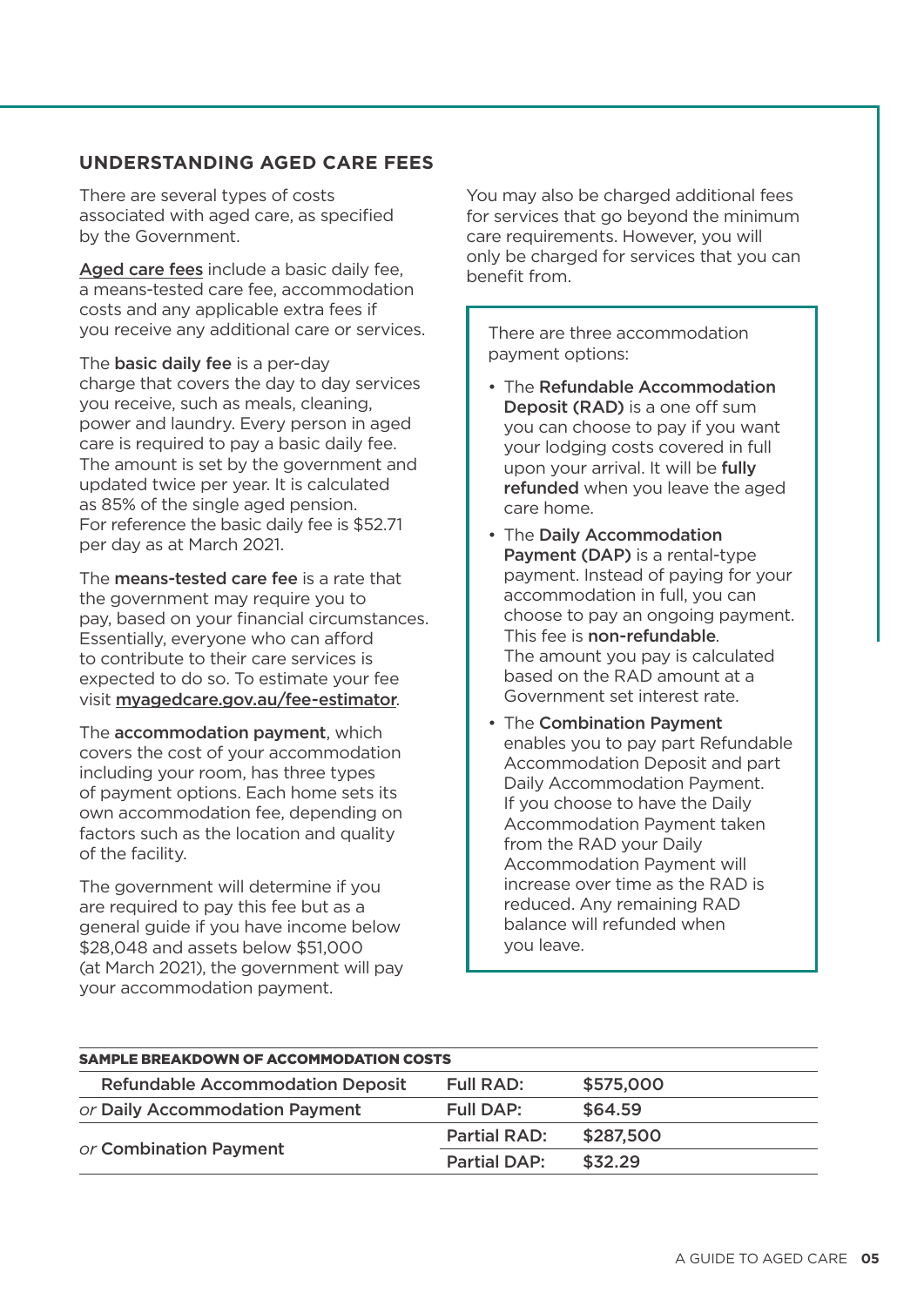## UNDERSTANDING AGED CARE FEES

There are several types of costs associated with aged care, as specified by the Government.

Aged care fees include a basic daily fee, a means-tested care fee, accommodation costs and any applicable extra fees if you receive any additional care or services.

The **basic daily fee** is a per-day charge that covers the day to day services you receive, such as meals, cleaning, power and laundry. Every person in aged care is required to pay a basic daily fee. The amount is set by the government and updated twice per year. It is calculated as 85% of the single aged pension. For reference the basic daily fee is $52.71 per day as at March 2021.

The **means-tested care fee** is a rate that the government may require you to pay, based on your financial circumstances. Essentially, everyone who can afford to contribute to their care services is expected to do so. To estimate your fee visit myagedcare.gov.au/fee-estimator.

The **accommodation payment**, which covers the cost of your accommodation including your room, has three types of payment options. Each home sets its own accommodation fee, depending on factors such as the location and quality of the facility.

The government will determine if you are required to pay this fee but as a general guide if you have income below $28,048 and assets below $51,000 (at March 2021), the government will pay your accommodation payment.

You may also be charged additional fees for services that go beyond the minimum care requirements. However, you will only be charged for services that you can benefit from.

There are three accommodation payment options:

- The **Refundable Accommodation Deposit (RAD)** is a one off sum you can choose to pay if you want your lodging costs covered in full upon your arrival. It will be **fully refunded** when you leave the aged care home.
- The **Daily Accommodation Payment (DAP)** is a rental-type payment. Instead of paying for your accommodation in full, you can choose to pay an ongoing payment. This fee is **non-refundable**. The amount you pay is calculated based on the RAD amount at a Government set interest rate.
- The **Combination Payment** enables you to pay part Refundable Accommodation Deposit and part Daily Accommodation Payment. If you choose to have the Daily Accommodation Payment taken from the RAD your Daily Accommodation Payment will increase over time as the RAD is reduced. Any remaining RAD balance will refunded when you leave.

| SAMPLE BREAKDOWN OF ACCOMMODATION COSTS | | |
|---|---|---|
| Refundable Accommodation Deposit | Full RAD: | $575,000 |
| *or* Daily Accommodation Payment | Full DAP: | $64.59 |
| *or* Combination Payment | Partial RAD: | $287,500 |
| | Partial DAP: | $32.29 |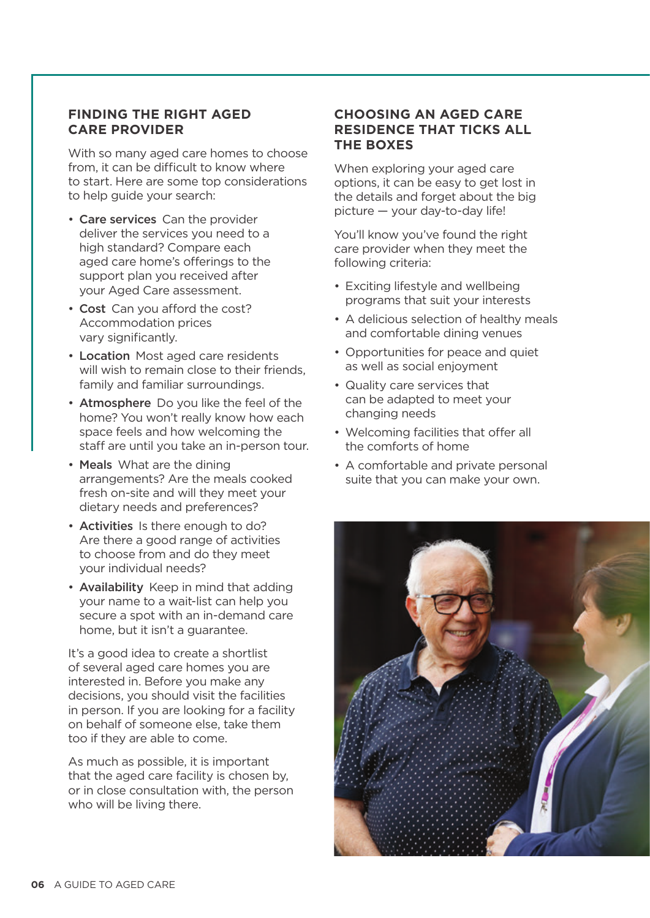## FINDING THE RIGHT AGED CARE PROVIDER

With so many aged care homes to choose from, it can be difficult to know where to start. Here are some top considerations to help guide your search:

- **Care services** Can the provider deliver the services you need to a high standard? Compare each aged care home's offerings to the support plan you received after your Aged Care assessment.
- **Cost** Can you afford the cost? Accommodation prices vary significantly.
- **Location** Most aged care residents will wish to remain close to their friends, family and familiar surroundings.
- **Atmosphere** Do you like the feel of the home? You won't really know how each space feels and how welcoming the staff are until you take an in-person tour.
- **Meals** What are the dining arrangements? Are the meals cooked fresh on-site and will they meet your dietary needs and preferences?
- **Activities** Is there enough to do? Are there a good range of activities to choose from and do they meet your individual needs?
- **Availability** Keep in mind that adding your name to a wait-list can help you secure a spot with an in-demand care home, but it isn't a guarantee.

It's a good idea to create a shortlist of several aged care homes you are interested in. Before you make any decisions, you should visit the facilities in person. If you are looking for a facility on behalf of someone else, take them too if they are able to come.

As much as possible, it is important that the aged care facility is chosen by, or in close consultation with, the person who will be living there.

## CHOOSING AN AGED CARE RESIDENCE THAT TICKS ALL THE BOXES

When exploring your aged care options, it can be easy to get lost in the details and forget about the big picture — your day-to-day life!

You'll know you've found the right care provider when they meet the following criteria:

- Exciting lifestyle and wellbeing programs that suit your interests
- A delicious selection of healthy meals and comfortable dining venues
- Opportunities for peace and quiet as well as social enjoyment
- Quality care services that can be adapted to meet your changing needs
- Welcoming facilities that offer all the comforts of home
- A comfortable and private personal suite that you can make your own.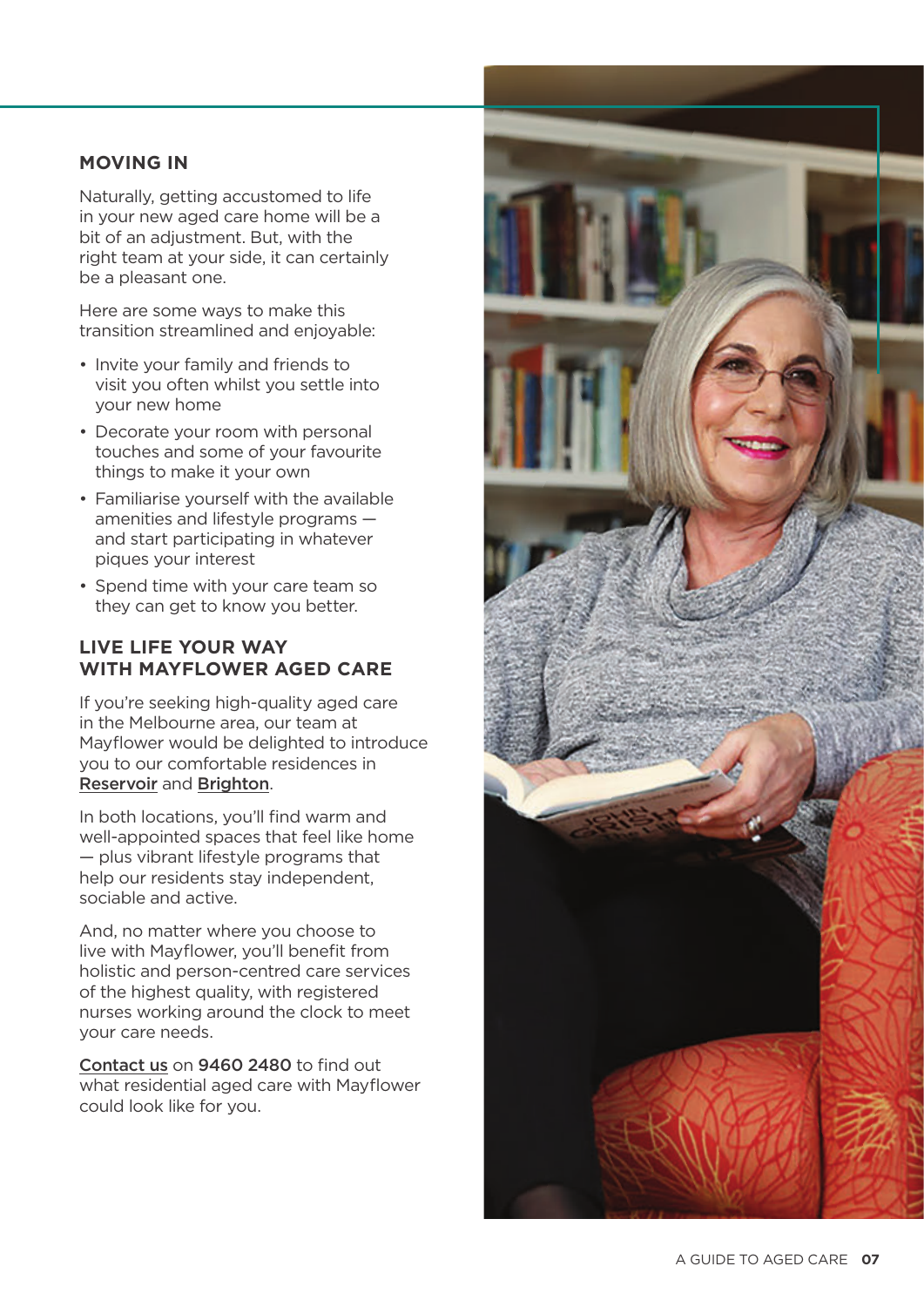## MOVING IN

Naturally, getting accustomed to life in your new aged care home will be a bit of an adjustment. But, with the right team at your side, it can certainly be a pleasant one.

Here are some ways to make this transition streamlined and enjoyable:

- Invite your family and friends to visit you often whilst you settle into your new home
- Decorate your room with personal touches and some of your favourite things to make it your own
- Familiarise yourself with the available amenities and lifestyle programs — and start participating in whatever piques your interest
- Spend time with your care team so they can get to know you better.

## LIVE LIFE YOUR WAY WITH MAYFLOWER AGED CARE

If you're seeking high-quality aged care in the Melbourne area, our team at Mayflower would be delighted to introduce you to our comfortable residences in Reservoir and Brighton.

In both locations, you'll find warm and well-appointed spaces that feel like home — plus vibrant lifestyle programs that help our residents stay independent, sociable and active.

And, no matter where you choose to live with Mayflower, you'll benefit from holistic and person-centred care services of the highest quality, with registered nurses working around the clock to meet your care needs.

Contact us on **9460 2480** to find out what residential aged care with Mayflower could look like for you.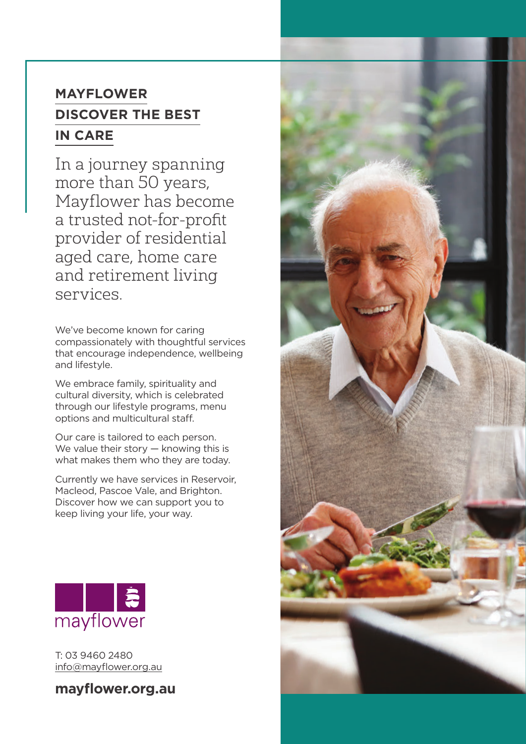## MAYFLOWER DISCOVER THE BEST IN CARE

In a journey spanning more than 50 years, Mayflower has become a trusted not-for-profit provider of residential aged care, home care and retirement living services.

We've become known for caring compassionately with thoughtful services that encourage independence, wellbeing and lifestyle.

We embrace family, spirituality and cultural diversity, which is celebrated through our lifestyle programs, menu options and multicultural staff.

Our care is tailored to each person. We value their story — knowing this is what makes them who they are today.

Currently we have services in Reservoir, Macleod, Pascoe Vale, and Brighton. Discover how we can support you to keep living your life, your way.

mayflower

T: 03 9460 2480
info@mayflower.org.au

**mayflower.org.au**